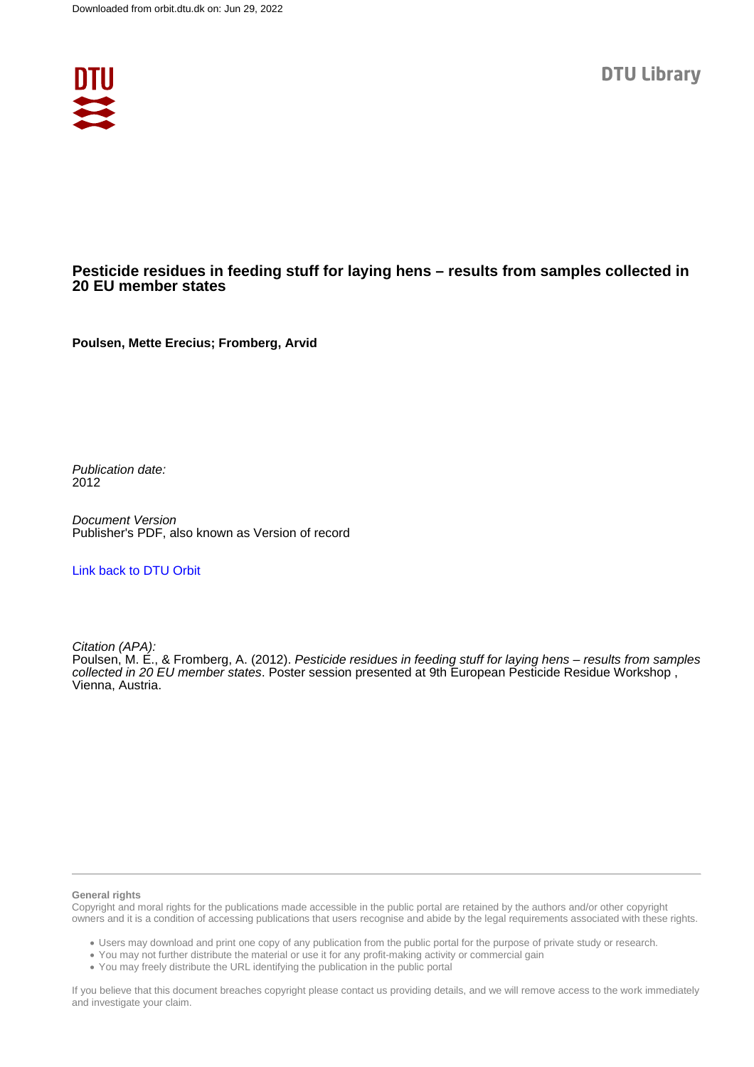Downloaded from orbit.dtu.dk on: Jun 29, 2022

DTU Library

# Pesticide residues in feeding stuff for laying hens – results from samples collected in 20 EU member states

**Poulsen, Mette Erecius; Fromberg, Arvid**

*Publication date:*
2012

*Document Version*
Publisher's PDF, also known as Version of record

[Link back to DTU Orbit](#)

*Citation (APA):*
Poulsen, M. E., & Fromberg, A. (2012). *Pesticide residues in feeding stuff for laying hens – results from samples collected in 20 EU member states*. Poster session presented at 9th European Pesticide Residue Workshop , Vienna, Austria.

**General rights**
Copyright and moral rights for the publications made accessible in the public portal are retained by the authors and/or other copyright owners and it is a condition of accessing publications that users recognise and abide by the legal requirements associated with these rights.

- Users may download and print one copy of any publication from the public portal for the purpose of private study or research.
- You may not further distribute the material or use it for any profit-making activity or commercial gain
- You may freely distribute the URL identifying the publication in the public portal

If you believe that this document breaches copyright please contact us providing details, and we will remove access to the work immediately and investigate your claim.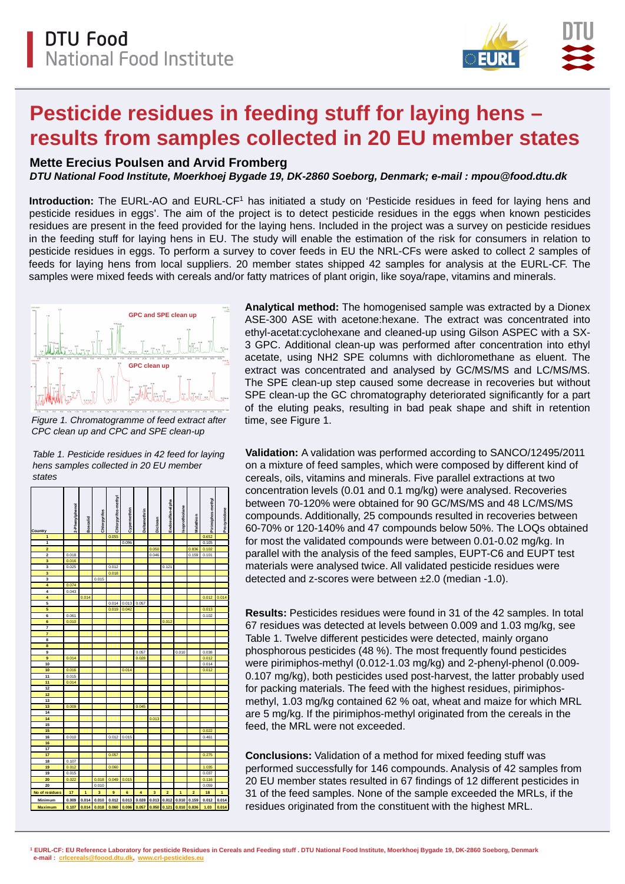# Pesticide residues in feeding stuff for laying hens – results from samples collected in 20 EU member states

**Mette Erecius Poulsen and Arvid Fromberg**

***DTU National Food Institute, Moerkhoej Bygade 19, DK-2860 Soeborg, Denmark; e-mail : mpou@food.dtu.dk***

**Introduction:** The EURL-AO and EURL-CF[1] has initiated a study on 'Pesticide residues in feed for laying hens and pesticide residues in eggs'. The aim of the project is to detect pesticide residues in the eggs when known pesticides residues are present in the feed provided for the laying hens. Included in the project was a survey on pesticide residues in the feeding stuff for laying hens in EU. The study will enable the estimation of the risk for consumers in relation to pesticide residues in eggs. To perform a survey to cover feeds in EU the NRL-CFs were asked to collect 2 samples of feeds for laying hens from local suppliers. 20 member states shipped 42 samples for analysis at the EURL-CF. The samples were mixed feeds with cereals and/or fatty matrices of plant origin, like soya/rape, vitamins and minerals.

GPC and SPE clean up

GPC clean up

*Figure 1. Chromatogramme of feed extract after CPC clean up and CPC and SPE clean-up*

**Analytical method:** The homogenised sample was extracted by a Dionex ASE-300 ASE with acetone:hexane. The extract was concentrated into ethyl-acetat:cyclohexane and cleaned-up using Gilson ASPEC with a SX-3 GPC. Additional clean-up was performed after concentration into ethyl acetate, using NH2 SPE columns with dichloromethane as eluent. The extract was concentrated and analysed by GC/MS/MS and LC/MS/MS. The SPE clean-up step caused some decrease in recoveries but without SPE clean-up the GC chromatography deteriorated significantly for a part of the eluting peaks, resulting in bad peak shape and shift in retention time, see Figure 1.

**Validation:** A validation was performed according to SANCO/12495/2011 on a mixture of feed samples, which were composed by different kind of cereals, oils, vitamins and minerals. Five parallel extractions at two concentration levels (0.01 and 0.1 mg/kg) were analysed. Recoveries between 70-120% were obtained for 90 GC/MS/MS and 48 LC/MS/MS compounds. Additionally, 25 compounds resulted in recoveries between 60-70% or 120-140% and 47 compounds below 50%. The LOQs obtained for most the validated compounds were between 0.01-0.02 mg/kg. In parallel with the analysis of the feed samples, EUPT-C6 and EUPT test materials were analysed twice. All validated pesticide residues were detected and z-scores were between ±2.0 (median -1.0).

*Table 1. Pesticide residues in 42 feed for laying hens samples collected in 20 EU member states*

| Country | 2-Phenylphenol | Boscalid | Chlorpyrifos | Chlorpyrifos-methyl | Cypermethrin | Deltamethrin | Dicloran | Endosulfan-alpha | Isoprothiolane | Malathion | Pirimiphos-methyl | Procymidone |
|---|---|---|---|---|---|---|---|---|---|---|---|---|
| 1 | | | | 0.055 | | | | | | | 0.652 | |
| 1 | | | | | 0.096 | | | | | | 0.105 | |
| 2 | | | | | | | 0.050 | | | 0.836 | 0.102 | |
| 2 | 0.018 | | | | | | 0.046 | | | 0.159 | 0.101 | |
| 3 | 0.016 | | | | | | | | | | | |
| 3 | 0.025 | | | 0.012 | | | | 0.121 | | | | |
| 3 | | | | 0.018 | | | | | | | | |
| 3 | | | 0.015 | | | | | | | | | |
| 4 | 0.074 | | | | | | | | | | | |
| 4 | 0.043 | | | | | | | | | | | |
| 4 | | 0.014 | | | | | | | | | 0.012 | 0.014 |
| 5 | | | | 0.014 | 0.013 | 0.057 | | | | | | |
| 5 | | | | 0.019 | 0.042 | | | | | | 0.013 | |
| 6 | 0.061 | | | | | | | | | | 0.102 | |
| 6 | 0.010 | | | | | | | 0.012 | | | | |
| 7 | | | | | | | | | | | | |
| 7 | | | | | | | | | | | | |
| 8 | | | | | | | | | | | | |
| 8 | | | | | | | | | | | | |
| 9 | | | | | | 0.057 | | | 0.010 | | 0.038 | |
| 9 | 0.014 | | | | | 0.028 | | | | | 0.012 | |
| 10 | | | | | | | | | | | 0.014 | |
| 10 | 0.016 | | | | 0.014 | | | | | | 0.012 | |
| 11 | 0.015 | | | | | | | | | | | |
| 11 | 0.014 | | | | | | | | | | | |
| 12 | | | | | | | | | | | | |
| 12 | | | | | | | | | | | | |
| 13 | | | | | | | | | | | | |
| 13 | 0.009 | | | | | 0.045 | | | | | | |
| 14 | | | | | | | | | | | | |
| 14 | | | | | | | 0.013 | | | | | |
| 15 | | | | | | | | | | | | |
| 15 | | | | | | | | | | | 0.022 | |
| 16 | 0.010 | | | 0.012 | 0.015 | | | | | | 0.461 | |
| 16 | | | | | | | | | | | | |
| 17 | | | | | | | | | | | | |
| 17 | | | | 0.057 | | | | | | | 0.275 | |
| 18 | 0.107 | | | | | | | | | | | |
| 19 | 0.012 | | | 0.060 | | | | | | | 1.035 | |
| 19 | 0.015 | | | | | | | | | | 0.037 | |
| 20 | 0.022 | | 0.018 | 0.049 | 0.015 | | | | | | 0.116 | |
| 20 | | | 0.010 | | | | | | | | 0.059 | |
| **No of residues** | **17** | **1** | **3** | **9** | **6** | **4** | **3** | **2** | **1** | **2** | **18** | **1** |
| **Minimum** | **0.009** | **0.014** | **0.010** | **0.012** | **0.013** | **0.028** | **0.013** | **0.012** | **0.010** | **0.159** | **0.012** | **0.014** |
| **Maximum** | **0.107** | **0.014** | **0.018** | **0.060** | **0.096** | **0.057** | **0.050** | **0.121** | **0.010** | **0.836** | **1.03** | **0.014** |

**Results:** Pesticides residues were found in 31 of the 42 samples. In total 67 residues was detected at levels between 0.009 and 1.03 mg/kg, see Table 1. Twelve different pesticides were detected, mainly organo phosphorous pesticides (48 %). The most frequently found pesticides were pirimiphos-methyl (0.012-1.03 mg/kg) and 2-phenyl-phenol (0.009-0.107 mg/kg), both pesticides used post-harvest, the latter probably used for packing materials. The feed with the highest residues, pirimiphos-methyl, 1.03 mg/kg contained 62 % oat, wheat and maize for which MRL are 5 mg/kg. If the pirimiphos-methyl originated from the cereals in the feed, the MRL were not exceeded.

**Conclusions:** Validation of a method for mixed feeding stuff was performed successfully for 146 compounds. Analysis of 42 samples from 20 EU member states resulted in 67 findings of 12 different pesticides in 31 of the feed samples. None of the sample exceeded the MRLs, if the residues originated from the constituent with the highest MRL.

[1] **EURL-CF: EU Reference Laboratory for pesticide Residues in Cereals and Feeding stuff . DTU National Food Institute, Moerkhoej Bygade 19, DK-2860 Soeborg, Denmark**
**e-mail : crlcereals@foood.dtu.dk, www.crl-pesticides.eu**